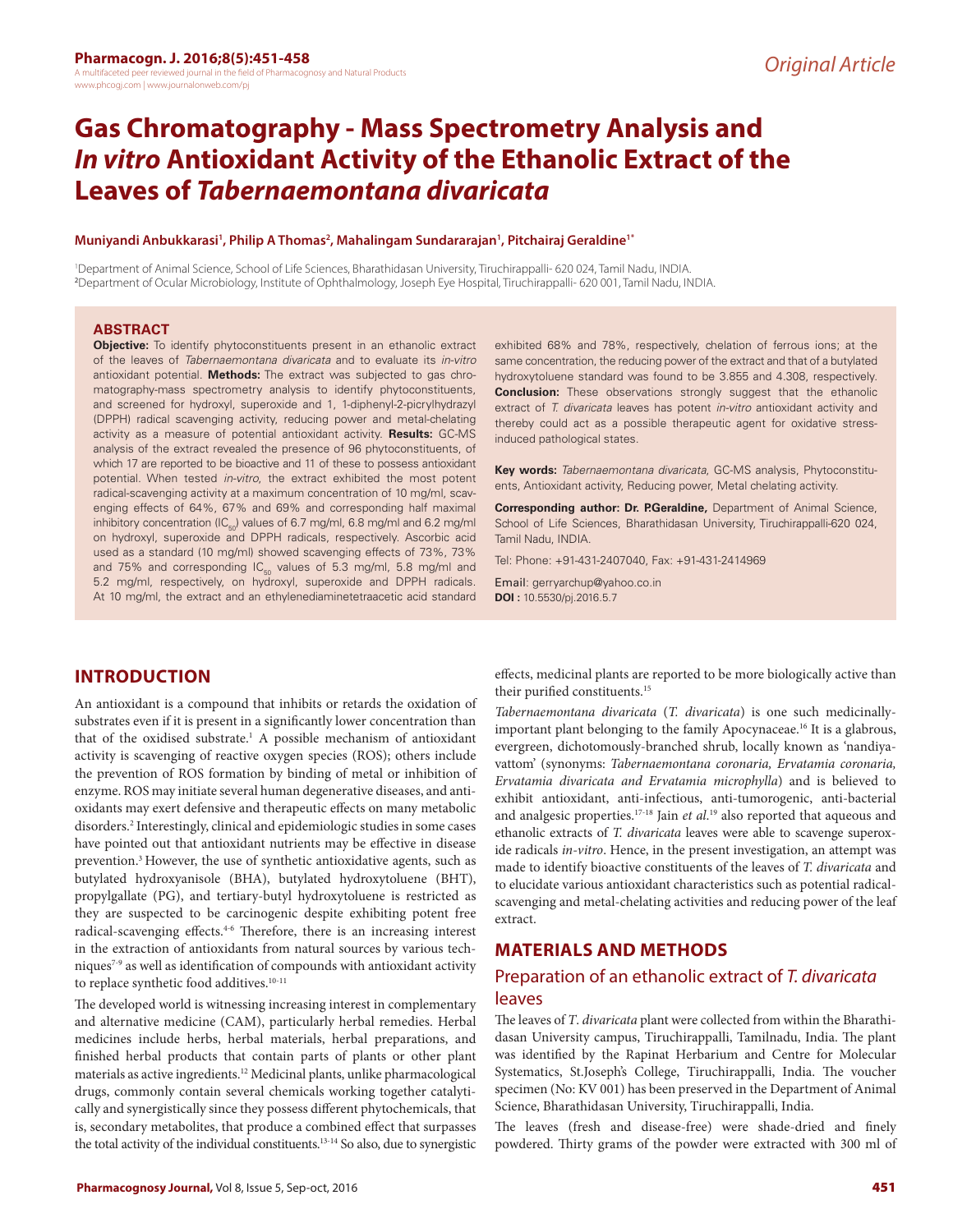Original Article

# Gas Chromatography - Mass Spectrometry Analysis and *In vitro* Antioxidant Activity of the Ethanolic Extract of the Leaves of *Tabernaemontana divaricata*

**Muniyandi Anbukkarasi[1], Philip A Thomas[2], Mahalingam Sundararajan[1], Pitchairaj Geraldine[1*]**

[1]Department of Animal Science, School of Life Sciences, Bharathidasan University, Tiruchirappalli- 620 024, Tamil Nadu, INDIA.
[2]Department of Ocular Microbiology, Institute of Ophthalmology, Joseph Eye Hospital, Tiruchirappalli- 620 001, Tamil Nadu, INDIA.

## ABSTRACT

**Objective:** To identify phytoconstituents present in an ethanolic extract of the leaves of *Tabernaemontana divaricata* and to evaluate its *in-vitro* antioxidant potential. **Methods:** The extract was subjected to gas chromatography-mass spectrometry analysis to identify phytoconstituents, and screened for hydroxyl, superoxide and 1, 1-diphenyl-2-picrylhydrazyl (DPPH) radical scavenging activity, reducing power and metal-chelating activity as a measure of potential antioxidant activity. **Results:** GC-MS analysis of the extract revealed the presence of 96 phytoconstituents, of which 17 are reported to be bioactive and 11 of these to possess antioxidant potential. When tested *in-vitro*, the extract exhibited the most potent radical-scavenging activity at a maximum concentration of 10 mg/ml, scavenging effects of 64%, 67% and 69% and corresponding half maximal inhibitory concentration ($IC_{50}$) values of 6.7 mg/ml, 6.8 mg/ml and 6.2 mg/ml on hydroxyl, superoxide and DPPH radicals, respectively. Ascorbic acid used as a standard (10 mg/ml) showed scavenging effects of 73%, 73% and 75% and corresponding $IC_{50}$ values of 5.3 mg/ml, 5.8 mg/ml and 5.2 mg/ml, respectively, on hydroxyl, superoxide and DPPH radicals. At 10 mg/ml, the extract and an ethylenediaminetetraacetic acid standard exhibited 68% and 78%, respectively, chelation of ferrous ions; at the same concentration, the reducing power of the extract and that of a butylated hydroxytoluene standard was found to be 3.855 and 4.308, respectively. **Conclusion:** These observations strongly suggest that the ethanolic extract of *T. divaricata* leaves has potent *in-vitro* antioxidant activity and thereby could act as a possible therapeutic agent for oxidative stress-induced pathological states.

**Key words:** *Tabernaemontana divaricata*, GC-MS analysis, Phytoconstituents, Antioxidant activity, Reducing power, Metal chelating activity.

**Corresponding author: Dr. P.Geraldine,** Department of Animal Science, School of Life Sciences, Bharathidasan University, Tiruchirappalli-620 024, Tamil Nadu, INDIA.

Tel: Phone: +91-431-2407040, Fax: +91-431-2414969

Email: gerryarchup@yahoo.co.in

**DOI :** 10.5530/pj.2016.5.7

## INTRODUCTION

An antioxidant is a compound that inhibits or retards the oxidation of substrates even if it is present in a significantly lower concentration than that of the oxidised substrate.[1] A possible mechanism of antioxidant activity is scavenging of reactive oxygen species (ROS); others include the prevention of ROS formation by binding of metal or inhibition of enzyme. ROS may initiate several human degenerative diseases, and antioxidants may exert defensive and therapeutic effects on many metabolic disorders.[2] Interestingly, clinical and epidemiologic studies in some cases have pointed out that antioxidant nutrients may be effective in disease prevention.[3] However, the use of synthetic antioxidative agents, such as butylated hydroxyanisole (BHA), butylated hydroxytoluene (BHT), propylgallate (PG), and tertiary-butyl hydroxytoluene is restricted as they are suspected to be carcinogenic despite exhibiting potent free radical-scavenging effects.[4-6] Therefore, there is an increasing interest in the extraction of antioxidants from natural sources by various techniques[7-9] as well as identification of compounds with antioxidant activity to replace synthetic food additives.[10-11]

The developed world is witnessing increasing interest in complementary and alternative medicine (CAM), particularly herbal remedies. Herbal medicines include herbs, herbal materials, herbal preparations, and finished herbal products that contain parts of plants or other plant materials as active ingredients.[12] Medicinal plants, unlike pharmacological drugs, commonly contain several chemicals working together catalytically and synergistically since they possess different phytochemicals, that is, secondary metabolites, that produce a combined effect that surpasses the total activity of the individual constituents.[13-14] So also, due to synergistic effects, medicinal plants are reported to be more biologically active than their purified constituents.[15]

*Tabernaemontana divaricata* (*T. divaricata*) is one such medicinally-important plant belonging to the family Apocynaceae.[16] It is a glabrous, evergreen, dichotomously-branched shrub, locally known as 'nandiyavattom' (synonyms: *Tabernaemontana coronaria, Ervatamia coronaria, Ervatamia divaricata and Ervatamia microphylla*) and is believed to exhibit antioxidant, anti-infectious, anti-tumorogenic, anti-bacterial and analgesic properties.[17-18] Jain *et al.*[19] also reported that aqueous and ethanolic extracts of *T. divaricata* leaves were able to scavenge superoxide radicals *in-vitro*. Hence, in the present investigation, an attempt was made to identify bioactive constituents of the leaves of *T. divaricata* and to elucidate various antioxidant characteristics such as potential radical-scavenging and metal-chelating activities and reducing power of the leaf extract.

## MATERIALS AND METHODS

### Preparation of an ethanolic extract of *T. divaricata* leaves

The leaves of *T. divaricata* plant were collected from within the Bharathidasan University campus, Tiruchirappalli, Tamilnadu, India. The plant was identified by the Rapinat Herbarium and Centre for Molecular Systematics, St.Joseph's College, Tiruchirappalli, India. The voucher specimen (No: KV 001) has been preserved in the Department of Animal Science, Bharathidasan University, Tiruchirappalli, India.

The leaves (fresh and disease-free) were shade-dried and finely powdered. Thirty grams of the powder were extracted with 300 ml of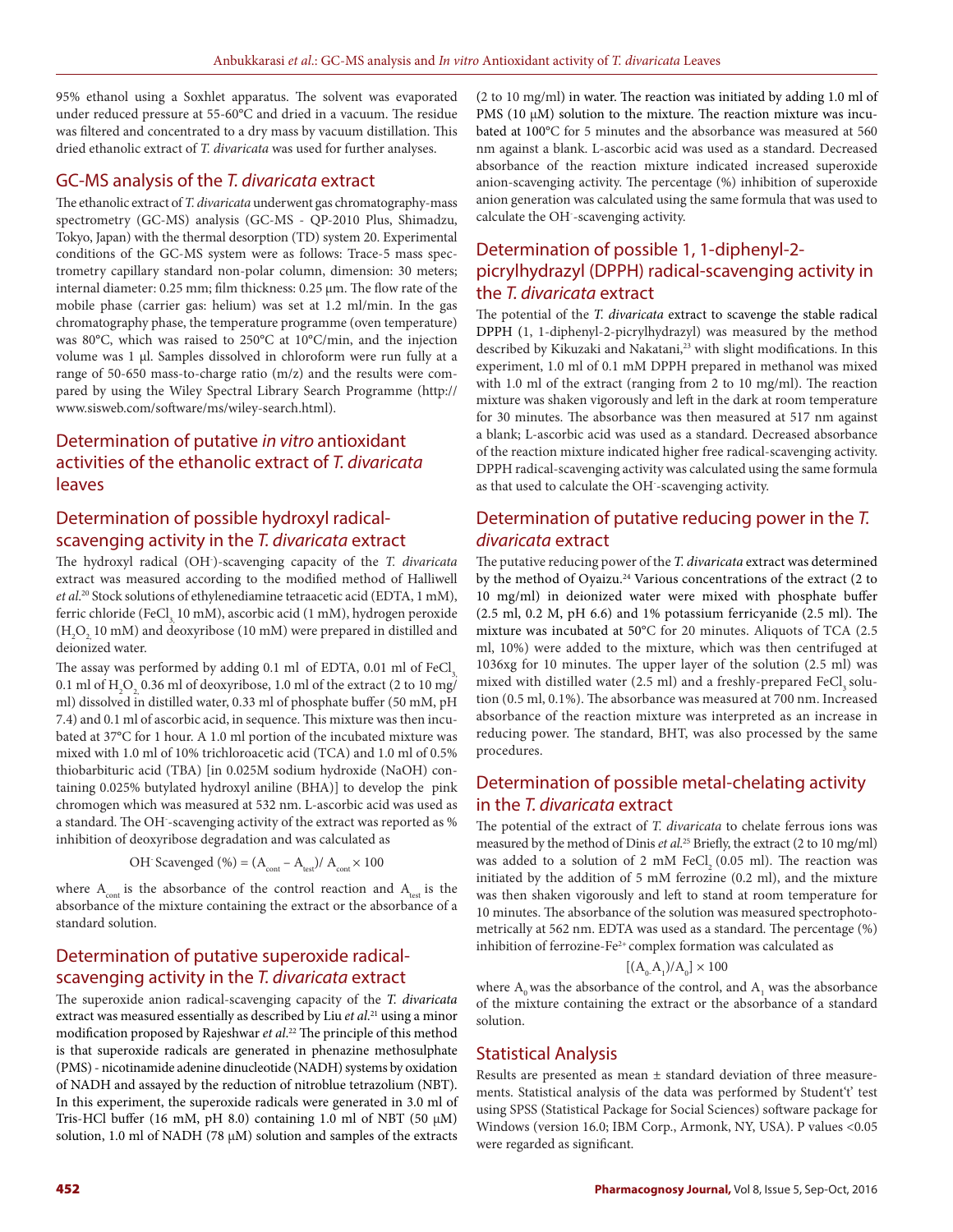95% ethanol using a Soxhlet apparatus. The solvent was evaporated under reduced pressure at 55-60°C and dried in a vacuum. The residue was filtered and concentrated to a dry mass by vacuum distillation. This dried ethanolic extract of *T. divaricata* was used for further analyses.

## GC-MS analysis of the *T. divaricata* extract

The ethanolic extract of *T. divaricata* underwent gas chromatography-mass spectrometry (GC-MS) analysis (GC-MS - QP-2010 Plus, Shimadzu, Tokyo, Japan) with the thermal desorption (TD) system 20. Experimental conditions of the GC-MS system were as follows: Trace-5 mass spectrometry capillary standard non-polar column, dimension: 30 meters; internal diameter: 0.25 mm; film thickness: 0.25 µm. The flow rate of the mobile phase (carrier gas: helium) was set at 1.2 ml/min. In the gas chromatography phase, the temperature programme (oven temperature) was 80°C, which was raised to 250°C at 10°C/min, and the injection volume was 1 µl. Samples dissolved in chloroform were run fully at a range of 50-650 mass-to-charge ratio (m/z) and the results were compared by using the Wiley Spectral Library Search Programme (http://www.sisweb.com/software/ms/wiley-search.html).

## Determination of putative *in vitro* antioxidant activities of the ethanolic extract of *T. divaricata* leaves

## Determination of possible hydroxyl radical-scavenging activity in the *T. divaricata* extract

The hydroxyl radical ($OH^-$)-scavenging capacity of the *T. divaricata* extract was measured according to the modified method of Halliwell *et al.*[20] Stock solutions of ethylenediamine tetraacetic acid (EDTA, 1 mM), ferric chloride ($FeCl_3$, 10 mM), ascorbic acid (1 mM), hydrogen peroxide ($H_2O_2$, 10 mM) and deoxyribose (10 mM) were prepared in distilled and deionized water.

The assay was performed by adding 0.1 ml of EDTA, 0.01 ml of $FeCl_3$, 0.1 ml of $H_2O_2$, 0.36 ml of deoxyribose, 1.0 ml of the extract (2 to 10 mg/ml) dissolved in distilled water, 0.33 ml of phosphate buffer (50 mM, pH 7.4) and 0.1 ml of ascorbic acid, in sequence. This mixture was then incubated at 37°C for 1 hour. A 1.0 ml portion of the incubated mixture was mixed with 1.0 ml of 10% trichloroacetic acid (TCA) and 1.0 ml of 0.5% thiobarbituric acid (TBA) [in 0.025M sodium hydroxide (NaOH) containing 0.025% butylated hydroxyl aniline (BHA)] to develop the pink chromogen which was measured at 532 nm. L-ascorbic acid was used as a standard. The $OH^-$-scavenging activity of the extract was reported as % inhibition of deoxyribose degradation and was calculated as

$$OH^- \text{ Scavenged } (\%) = (A_{cont} - A_{test}) / A_{cont} \times 100$$

where $A_{cont}$ is the absorbance of the control reaction and $A_{test}$ is the absorbance of the mixture containing the extract or the absorbance of a standard solution.

## Determination of putative superoxide radical-scavenging activity in the *T. divaricata* extract

The superoxide anion radical-scavenging capacity of the *T. divaricata* extract was measured essentially as described by Liu *et al.*[21] using a minor modification proposed by Rajeshwar *et al.*[22] The principle of this method is that superoxide radicals are generated in phenazine methosulphate (PMS) - nicotinamide adenine dinucleotide (NADH) systems by oxidation of NADH and assayed by the reduction of nitroblue tetrazolium (NBT). In this experiment, the superoxide radicals were generated in 3.0 ml of Tris-HCl buffer (16 mM, pH 8.0) containing 1.0 ml of NBT (50 µM) solution, 1.0 ml of NADH (78 µM) solution and samples of the extracts (2 to 10 mg/ml) in water. The reaction was initiated by adding 1.0 ml of PMS (10 µM) solution to the mixture. The reaction mixture was incubated at 100°C for 5 minutes and the absorbance was measured at 560 nm against a blank. L-ascorbic acid was used as a standard. Decreased absorbance of the reaction mixture indicated increased superoxide anion-scavenging activity. The percentage (%) inhibition of superoxide anion generation was calculated using the same formula that was used to calculate the $OH^-$-scavenging activity.

## Determination of possible 1, 1-diphenyl-2-picrylhydrazyl (DPPH) radical-scavenging activity in the *T. divaricata* extract

The potential of the *T. divaricata* extract to scavenge the stable radical DPPH (1, 1-diphenyl-2-picrylhydrazyl) was measured by the method described by Kikuzaki and Nakatani,[23] with slight modifications. In this experiment, 1.0 ml of 0.1 mM DPPH prepared in methanol was mixed with 1.0 ml of the extract (ranging from 2 to 10 mg/ml). The reaction mixture was shaken vigorously and left in the dark at room temperature for 30 minutes. The absorbance was then measured at 517 nm against a blank; L-ascorbic acid was used as a standard. Decreased absorbance of the reaction mixture indicated higher free radical-scavenging activity. DPPH radical-scavenging activity was calculated using the same formula as that used to calculate the $OH^-$-scavenging activity.

## Determination of putative reducing power in the *T. divaricata* extract

The putative reducing power of the *T. divaricata* extract was determined by the method of Oyaizu.[24] Various concentrations of the extract (2 to 10 mg/ml) in deionized water were mixed with phosphate buffer (2.5 ml, 0.2 M, pH 6.6) and 1% potassium ferricyanide (2.5 ml). The mixture was incubated at 50°C for 20 minutes. Aliquots of TCA (2.5 ml, 10%) were added to the mixture, which was then centrifuged at 1036xg for 10 minutes. The upper layer of the solution (2.5 ml) was mixed with distilled water (2.5 ml) and a freshly-prepared $FeCl_3$ solution (0.5 ml, 0.1%). The absorbance was measured at 700 nm. Increased absorbance of the reaction mixture was interpreted as an increase in reducing power. The standard, BHT, was also processed by the same procedures.

## Determination of possible metal-chelating activity in the *T. divaricata* extract

The potential of the extract of *T. divaricata* to chelate ferrous ions was measured by the method of Dinis *et al.*[25] Briefly, the extract (2 to 10 mg/ml) was added to a solution of 2 mM $FeCl_2$ (0.05 ml). The reaction was initiated by the addition of 5 mM ferrozine (0.2 ml), and the mixture was then shaken vigorously and left to stand at room temperature for 10 minutes. The absorbance of the solution was measured spectrophotometrically at 562 nm. EDTA was used as a standard. The percentage (%) inhibition of ferrozine-$Fe^{2+}$ complex formation was calculated as

$$[(A_0 - A_1)/A_0] \times 100$$

where $A_0$ was the absorbance of the control, and $A_1$ was the absorbance of the mixture containing the extract or the absorbance of a standard solution.

## Statistical Analysis

Results are presented as mean ± standard deviation of three measurements. Statistical analysis of the data was performed by Student't' test using SPSS (Statistical Package for Social Sciences) software package for Windows (version 16.0; IBM Corp., Armonk, NY, USA). P values <0.05 were regarded as significant.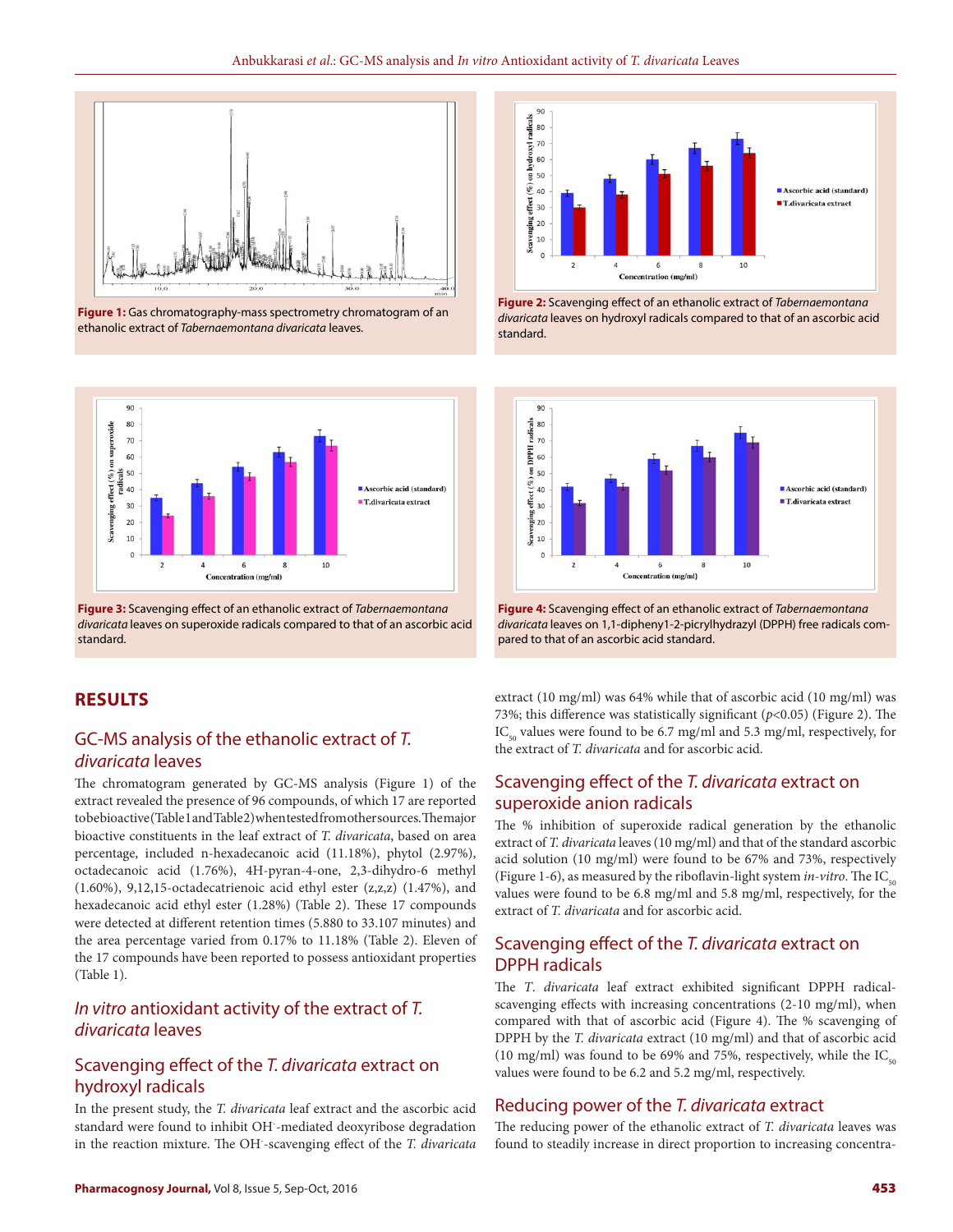**Figure 1:** Gas chromatography-mass spectrometry chromatogram of an ethanolic extract of *Tabernaemontana divaricata* leaves.

**Figure 2:** Scavenging effect of an ethanolic extract of *Tabernaemontana divaricata* leaves on hydroxyl radicals compared to that of an ascorbic acid standard.

**Figure 3:** Scavenging effect of an ethanolic extract of *Tabernaemontana divaricata* leaves on superoxide radicals compared to that of an ascorbic acid standard.

**Figure 4:** Scavenging effect of an ethanolic extract of *Tabernaemontana divaricata* leaves on 1,1-dipheny1-2-picrylhydrazyl (DPPH) free radicals compared to that of an ascorbic acid standard.

## RESULTS

### GC-MS analysis of the ethanolic extract of *T. divaricata* leaves

The chromatogram generated by GC-MS analysis (Figure 1) of the extract revealed the presence of 96 compounds, of which 17 are reported to be bioactive (Table 1 and Table 2) when tested from other sources. The major bioactive constituents in the leaf extract of *T. divaricata*, based on area percentage, included n-hexadecanoic acid (11.18%), phytol (2.97%), octadecanoic acid (1.76%), 4H-pyran-4-one, 2,3-dihydro-6 methyl (1.60%), 9,12,15-octadecatrienoic acid ethyl ester (z,z,z) (1.47%), and hexadecanoic acid ethyl ester (1.28%) (Table 2). These 17 compounds were detected at different retention times (5.880 to 33.107 minutes) and the area percentage varied from 0.17% to 11.18% (Table 2). Eleven of the 17 compounds have been reported to possess antioxidant properties (Table 1).

### *In vitro* antioxidant activity of the extract of *T. divaricata* leaves

### Scavenging effect of the *T. divaricata* extract on hydroxyl radicals

In the present study, the *T. divaricata* leaf extract and the ascorbic acid standard were found to inhibit $OH^-$-mediated deoxyribose degradation in the reaction mixture. The $OH^-$-scavenging effect of the *T. divaricata* extract (10 mg/ml) was 64% while that of ascorbic acid (10 mg/ml) was 73%; this difference was statistically significant ($p$<0.05) (Figure 2). The $IC_{50}$ values were found to be 6.7 mg/ml and 5.3 mg/ml, respectively, for the extract of *T. divaricata* and for ascorbic acid.

### Scavenging effect of the *T. divaricata* extract on superoxide anion radicals

The % inhibition of superoxide radical generation by the ethanolic extract of *T. divaricata* leaves (10 mg/ml) and that of the standard ascorbic acid solution (10 mg/ml) were found to be 67% and 73%, respectively (Figure 1-6), as measured by the riboflavin-light system *in-vitro*. The $IC_{50}$ values were found to be 6.8 mg/ml and 5.8 mg/ml, respectively, for the extract of *T. divaricata* and for ascorbic acid.

### Scavenging effect of the *T. divaricata* extract on DPPH radicals

The *T. divaricata* leaf extract exhibited significant DPPH radical-scavenging effects with increasing concentrations (2-10 mg/ml), when compared with that of ascorbic acid (Figure 4). The % scavenging of DPPH by the *T. divaricata* extract (10 mg/ml) and that of ascorbic acid (10 mg/ml) was found to be 69% and 75%, respectively, while the $IC_{50}$ values were found to be 6.2 and 5.2 mg/ml, respectively.

### Reducing power of the *T. divaricata* extract

The reducing power of the ethanolic extract of *T. divaricata* leaves was found to steadily increase in direct proportion to increasing concentra-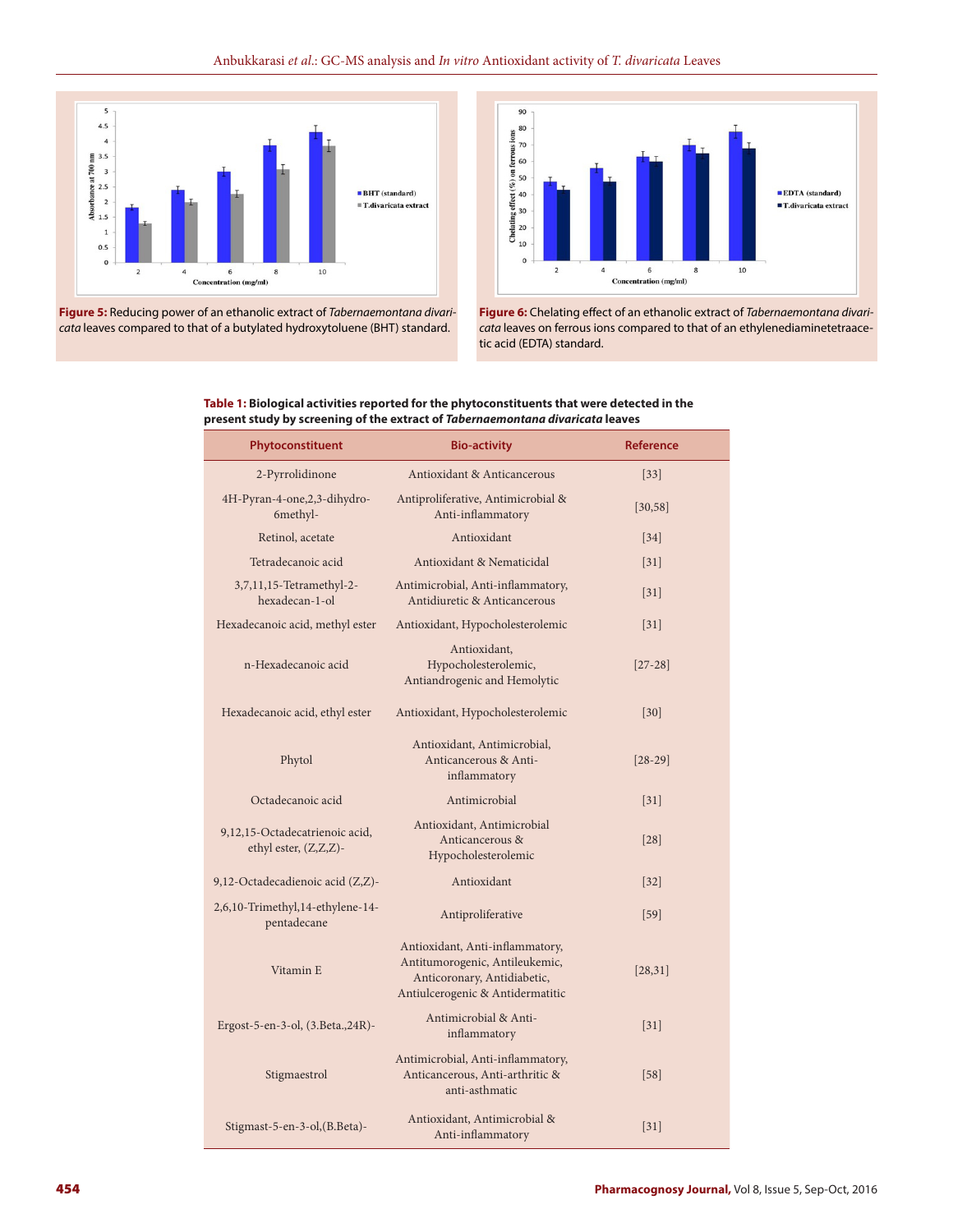**Figure 5:** Reducing power of an ethanolic extract of *Tabernaemontana divaricata* leaves compared to that of a butylated hydroxytoluene (BHT) standard.

**Figure 6:** Chelating effect of an ethanolic extract of *Tabernaemontana divaricata* leaves on ferrous ions compared to that of an ethylenediaminetetraacetic acid (EDTA) standard.

**Table 1: Biological activities reported for the phytoconstituents that were detected in the present study by screening of the extract of *Tabernaemontana divaricata* leaves**

| Phytoconstituent | Bio-activity | Reference |
|---|---|---|
| 2-Pyrrolidinone | Antioxidant & Anticancerous | [33] |
| 4H-Pyran-4-one,2,3-dihydro-6methyl- | Antiproliferative, Antimicrobial & Anti-inflammatory | [30,58] |
| Retinol, acetate | Antioxidant | [34] |
| Tetradecanoic acid | Antioxidant & Nematicidal | [31] |
| 3,7,11,15-Tetramethyl-2-hexadecan-1-ol | Antimicrobial, Anti-inflammatory, Antidiuretic & Anticancerous | [31] |
| Hexadecanoic acid, methyl ester | Antioxidant, Hypocholesterolemic | [31] |
| n-Hexadecanoic acid | Antioxidant, Hypocholesterolemic, Antiandrogenic and Hemolytic | [27-28] |
| Hexadecanoic acid, ethyl ester | Antioxidant, Hypocholesterolemic | [30] |
| Phytol | Antioxidant, Antimicrobial, Anticancerous & Anti-inflammatory | [28-29] |
| Octadecanoic acid | Antimicrobial | [31] |
| 9,12,15-Octadecatrienoic acid, ethyl ester, (Z,Z,Z)- | Antioxidant, Antimicrobial Anticancerous & Hypocholesterolemic | [28] |
| 9,12-Octadecadienoic acid (Z,Z)- | Antioxidant | [32] |
| 2,6,10-Trimethyl,14-ethylene-14-pentadecane | Antiproliferative | [59] |
| Vitamin E | Antioxidant, Anti-inflammatory, Antitumorogenic, Antileukemic, Anticoronary, Antidiabetic, Antiulcerogenic & Antidermatitic | [28,31] |
| Ergost-5-en-3-ol, (3.Beta.,24R)- | Antimicrobial & Anti-inflammatory | [31] |
| Stigmaestrol | Antimicrobial, Anti-inflammatory, Anticancerous, Anti-arthritic & anti-asthmatic | [58] |
| Stigmast-5-en-3-ol,(B.Beta)- | Antioxidant, Antimicrobial & Anti-inflammatory | [31] |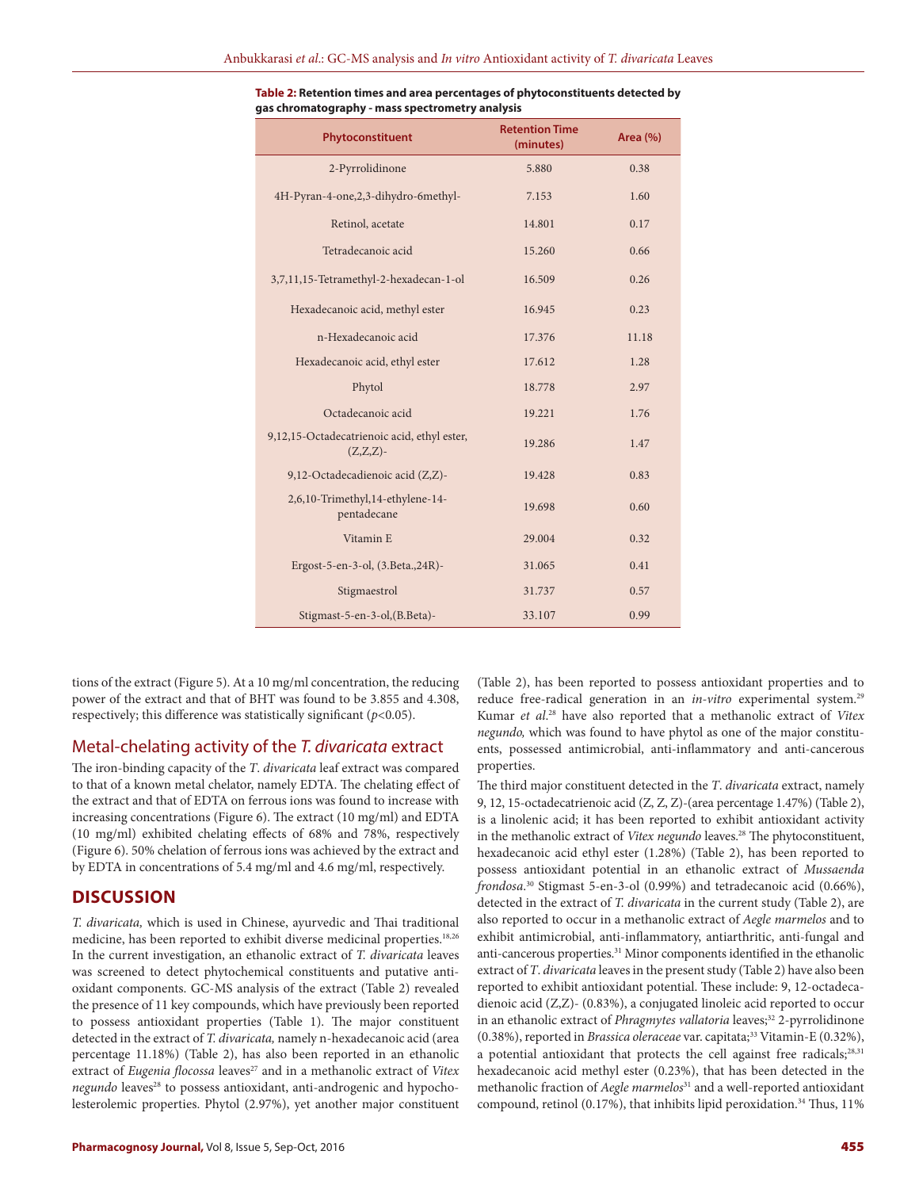**Table 2: Retention times and area percentages of phytoconstituents detected by gas chromatography - mass spectrometry analysis**

| Phytoconstituent | Retention Time (minutes) | Area (%) |
|---|---|---|
| 2-Pyrrolidinone | 5.880 | 0.38 |
| 4H-Pyran-4-one,2,3-dihydro-6methyl- | 7.153 | 1.60 |
| Retinol, acetate | 14.801 | 0.17 |
| Tetradecanoic acid | 15.260 | 0.66 |
| 3,7,11,15-Tetramethyl-2-hexadecan-1-ol | 16.509 | 0.26 |
| Hexadecanoic acid, methyl ester | 16.945 | 0.23 |
| n-Hexadecanoic acid | 17.376 | 11.18 |
| Hexadecanoic acid, ethyl ester | 17.612 | 1.28 |
| Phytol | 18.778 | 2.97 |
| Octadecanoic acid | 19.221 | 1.76 |
| 9,12,15-Octadecatrienoic acid, ethyl ester, (Z,Z,Z)- | 19.286 | 1.47 |
| 9,12-Octadecadienoic acid (Z,Z)- | 19.428 | 0.83 |
| 2,6,10-Trimethyl,14-ethylene-14-pentadecane | 19.698 | 0.60 |
| Vitamin E | 29.004 | 0.32 |
| Ergost-5-en-3-ol, (3.Beta.,24R)- | 31.065 | 0.41 |
| Stigmaestrol | 31.737 | 0.57 |
| Stigmast-5-en-3-ol,(B.Beta)- | 33.107 | 0.99 |

tions of the extract (Figure 5). At a 10 mg/ml concentration, the reducing power of the extract and that of BHT was found to be 3.855 and 4.308, respectively; this difference was statistically significant ($p<0.05$).

## Metal-chelating activity of the *T. divaricata* extract

The iron-binding capacity of the *T. divaricata* leaf extract was compared to that of a known metal chelator, namely EDTA. The chelating effect of the extract and that of EDTA on ferrous ions was found to increase with increasing concentrations (Figure 6). The extract (10 mg/ml) and EDTA (10 mg/ml) exhibited chelating effects of 68% and 78%, respectively (Figure 6). 50% chelation of ferrous ions was achieved by the extract and by EDTA in concentrations of 5.4 mg/ml and 4.6 mg/ml, respectively.

# DISCUSSION

*T. divaricata,* which is used in Chinese, ayurvedic and Thai traditional medicine, has been reported to exhibit diverse medicinal properties.[18,26] In the current investigation, an ethanolic extract of *T. divaricata* leaves was screened to detect phytochemical constituents and putative antioxidant components. GC-MS analysis of the extract (Table 2) revealed the presence of 11 key compounds, which have previously been reported to possess antioxidant properties (Table 1). The major constituent detected in the extract of *T. divaricata,* namely n-hexadecanoic acid (area percentage 11.18%) (Table 2), has also been reported in an ethanolic extract of *Eugenia flocossa* leaves[27] and in a methanolic extract of *Vitex negundo* leaves[28] to possess antioxidant, anti-androgenic and hypocholesterolemic properties. Phytol (2.97%), yet another major constituent (Table 2), has been reported to possess antioxidant properties and to reduce free-radical generation in an *in-vitro* experimental system.[29] Kumar *et al*.[28] have also reported that a methanolic extract of *Vitex negundo,* which was found to have phytol as one of the major constituents, possessed antimicrobial, anti-inflammatory and anti-cancerous properties.

The third major constituent detected in the *T. divaricata* extract, namely 9, 12, 15-octadecatrienoic acid (Z, Z, Z)-(area percentage 1.47%) (Table 2), is a linolenic acid; it has been reported to exhibit antioxidant activity in the methanolic extract of *Vitex negundo* leaves.[28] The phytoconstituent, hexadecanoic acid ethyl ester (1.28%) (Table 2), has been reported to possess antioxidant potential in an ethanolic extract of *Mussaenda frondosa*.[30] Stigmast 5-en-3-ol (0.99%) and tetradecanoic acid (0.66%), detected in the extract of *T. divaricata* in the current study (Table 2), are also reported to occur in a methanolic extract of *Aegle marmelos* and to exhibit antimicrobial, anti-inflammatory, antiarthritic, anti-fungal and anti-cancerous properties.[31] Minor components identified in the ethanolic extract of *T. divaricata* leaves in the present study (Table 2) have also been reported to exhibit antioxidant potential. These include: 9, 12-octadecadienoic acid (Z,Z)- (0.83%), a conjugated linoleic acid reported to occur in an ethanolic extract of *Phragmytes vallatoria* leaves;[32] 2-pyrrolidinone (0.38%), reported in *Brassica oleraceae* var. capitata;[33] Vitamin-E (0.32%), a potential antioxidant that protects the cell against free radicals;[28,31] hexadecanoic acid methyl ester (0.23%), that has been detected in the methanolic fraction of *Aegle marmelos*[31] and a well-reported antioxidant compound, retinol (0.17%), that inhibits lipid peroxidation.[34] Thus, 11%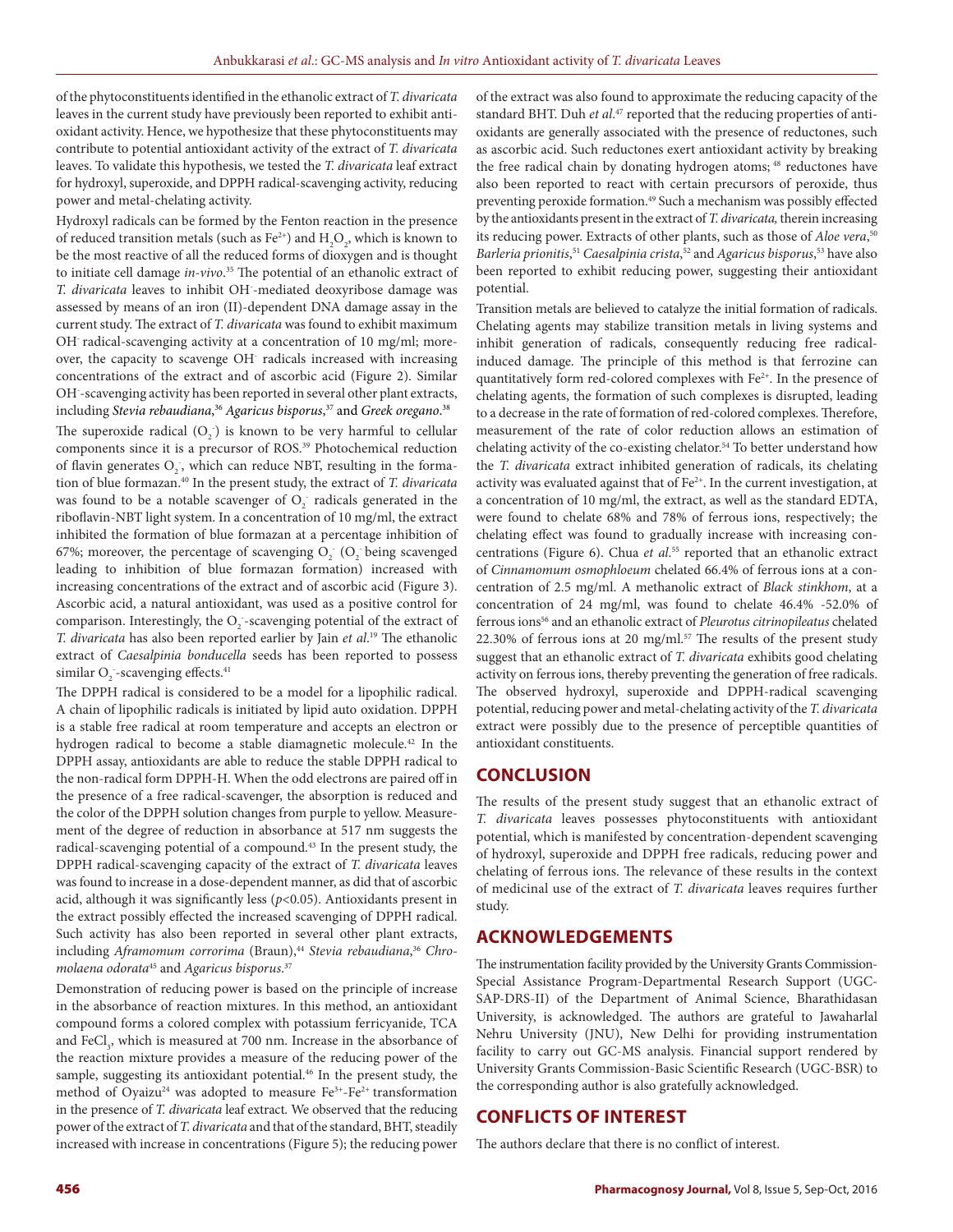of the phytoconstituents identified in the ethanolic extract of *T. divaricata* leaves in the current study have previously been reported to exhibit antioxidant activity. Hence, we hypothesize that these phytoconstituents may contribute to potential antioxidant activity of the extract of *T. divaricata* leaves. To validate this hypothesis, we tested the *T. divaricata* leaf extract for hydroxyl, superoxide, and DPPH radical-scavenging activity, reducing power and metal-chelating activity.

Hydroxyl radicals can be formed by the Fenton reaction in the presence of reduced transition metals (such as $Fe^{2+}$) and $H_2O_2$, which is known to be the most reactive of all the reduced forms of dioxygen and is thought to initiate cell damage *in-vivo*.[35] The potential of an ethanolic extract of *T. divaricata* leaves to inhibit $OH^-$-mediated deoxyribose damage was assessed by means of an iron (II)-dependent DNA damage assay in the current study. The extract of *T. divaricata* was found to exhibit maximum $OH^-$ radical-scavenging activity at a concentration of 10 mg/ml; moreover, the capacity to scavenge $OH^-$ radicals increased with increasing concentrations of the extract and of ascorbic acid (Figure 2). Similar $OH^-$-scavenging activity has been reported in several other plant extracts, including *Stevia rebaudiana*,[36] *Agaricus bisporus*,[37] and *Greek oregano*.[38]

The superoxide radical ($O_2^-$) is known to be very harmful to cellular components since it is a precursor of ROS.[39] Photochemical reduction of flavin generates $O_2^-$, which can reduce NBT, resulting in the formation of blue formazan.[40] In the present study, the extract of *T. divaricata* was found to be a notable scavenger of $O_2^-$ radicals generated in the riboflavin-NBT light system. In a concentration of 10 mg/ml, the extract inhibited the formation of blue formazan at a percentage inhibition of 67%; moreover, the percentage of scavenging $O_2^-$ ($O_2^-$ being scavenged leading to inhibition of blue formazan formation) increased with increasing concentrations of the extract and of ascorbic acid (Figure 3). Ascorbic acid, a natural antioxidant, was used as a positive control for comparison. Interestingly, the $O_2^-$-scavenging potential of the extract of *T. divaricata* has also been reported earlier by Jain *et al*.[19] The ethanolic extract of *Caesalpinia bonducella* seeds has been reported to possess similar $O_2^-$-scavenging effects.[41]

The DPPH radical is considered to be a model for a lipophilic radical. A chain of lipophilic radicals is initiated by lipid auto oxidation. DPPH is a stable free radical at room temperature and accepts an electron or hydrogen radical to become a stable diamagnetic molecule.[42] In the DPPH assay, antioxidants are able to reduce the stable DPPH radical to the non-radical form DPPH-H. When the odd electrons are paired off in the presence of a free radical-scavenger, the absorption is reduced and the color of the DPPH solution changes from purple to yellow. Measurement of the degree of reduction in absorbance at 517 nm suggests the radical-scavenging potential of a compound.[43] In the present study, the DPPH radical-scavenging capacity of the extract of *T. divaricata* leaves was found to increase in a dose-dependent manner, as did that of ascorbic acid, although it was significantly less ($p<0.05$). Antioxidants present in the extract possibly effected the increased scavenging of DPPH radical. Such activity has also been reported in several other plant extracts, including *Aframomum corrorima* (Braun),[44] *Stevia rebaudiana*,[36] *Chromolaena odorata*[45] and *Agaricus bisporus*.[37]

Demonstration of reducing power is based on the principle of increase in the absorbance of reaction mixtures. In this method, an antioxidant compound forms a colored complex with potassium ferricyanide, TCA and $FeCl_3$, which is measured at 700 nm. Increase in the absorbance of the reaction mixture provides a measure of the reducing power of the sample, suggesting its antioxidant potential.[46] In the present study, the method of Oyaizu[24] was adopted to measure $Fe^{3+}$-$Fe^{2+}$ transformation in the presence of *T. divaricata* leaf extract. We observed that the reducing power of the extract of *T. divaricata* and that of the standard, BHT, steadily increased with increase in concentrations (Figure 5); the reducing power of the extract was also found to approximate the reducing capacity of the standard BHT. Duh *et al*.[47] reported that the reducing properties of antioxidants are generally associated with the presence of reductones, such as ascorbic acid. Such reductones exert antioxidant activity by breaking the free radical chain by donating hydrogen atoms; [48] reductones have also been reported to react with certain precursors of peroxide, thus preventing peroxide formation.[49] Such a mechanism was possibly effected by the antioxidants present in the extract of *T. divaricata,* therein increasing its reducing power. Extracts of other plants, such as those of *Aloe vera*,[50] *Barleria prionitis*,[51] *Caesalpinia crista*,[52] and *Agaricus bisporus*,[53] have also been reported to exhibit reducing power, suggesting their antioxidant potential.

Transition metals are believed to catalyze the initial formation of radicals. Chelating agents may stabilize transition metals in living systems and inhibit generation of radicals, consequently reducing free radical-induced damage. The principle of this method is that ferrozine can quantitatively form red-colored complexes with $Fe^{2+}$. In the presence of chelating agents, the formation of such complexes is disrupted, leading to a decrease in the rate of formation of red-colored complexes. Therefore, measurement of the rate of color reduction allows an estimation of chelating activity of the co-existing chelator.[54] To better understand how the *T. divaricata* extract inhibited generation of radicals, its chelating activity was evaluated against that of $Fe^{2+}$. In the current investigation, at a concentration of 10 mg/ml, the extract, as well as the standard EDTA, were found to chelate 68% and 78% of ferrous ions, respectively; the chelating effect was found to gradually increase with increasing concentrations (Figure 6). Chua *et al*.[55] reported that an ethanolic extract of *Cinnamomum osmophloeum* chelated 66.4% of ferrous ions at a concentration of 2.5 mg/ml. A methanolic extract of *Black stinkhom*, at a concentration of 24 mg/ml, was found to chelate 46.4% -52.0% of ferrous ions[56] and an ethanolic extract of *Pleurotus citrinopileatus* chelated 22.30% of ferrous ions at 20 mg/ml.[57] The results of the present study suggest that an ethanolic extract of *T. divaricata* exhibits good chelating activity on ferrous ions, thereby preventing the generation of free radicals. The observed hydroxyl, superoxide and DPPH-radical scavenging potential, reducing power and metal-chelating activity of the *T. divaricata* extract were possibly due to the presence of perceptible quantities of antioxidant constituents.

## CONCLUSION

The results of the present study suggest that an ethanolic extract of *T. divaricata* leaves possesses phytoconstituents with antioxidant potential, which is manifested by concentration-dependent scavenging of hydroxyl, superoxide and DPPH free radicals, reducing power and chelating of ferrous ions. The relevance of these results in the context of medicinal use of the extract of *T. divaricata* leaves requires further study.

## ACKNOWLEDGEMENTS

The instrumentation facility provided by the University Grants Commission-Special Assistance Program-Departmental Research Support (UGC-SAP-DRS-II) of the Department of Animal Science, Bharathidasan University, is acknowledged. The authors are grateful to Jawaharlal Nehru University (JNU), New Delhi for providing instrumentation facility to carry out GC-MS analysis. Financial support rendered by University Grants Commission-Basic Scientific Research (UGC-BSR) to the corresponding author is also gratefully acknowledged.

## CONFLICTS OF INTEREST

The authors declare that there is no conflict of interest.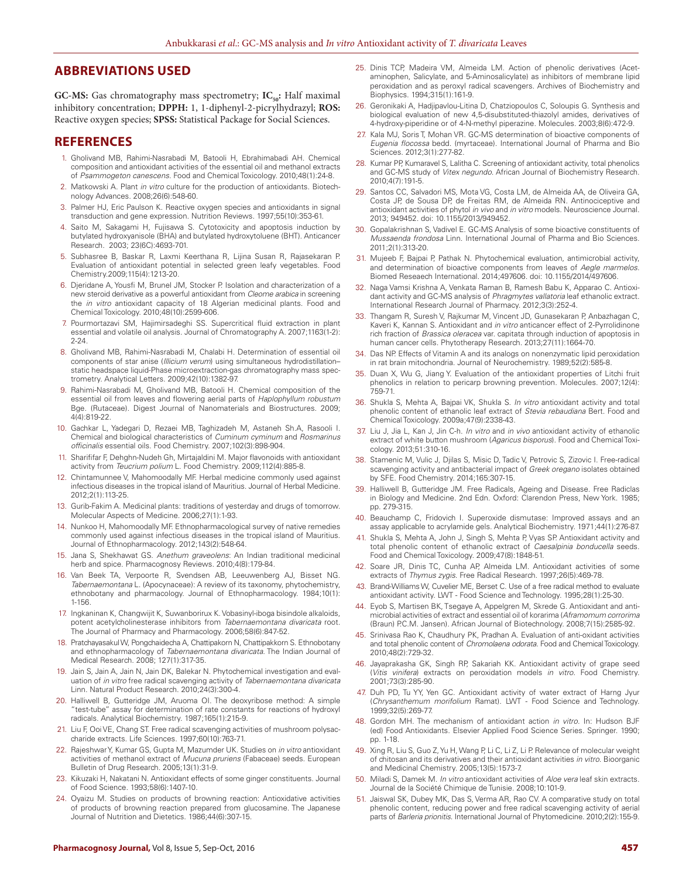## ABBREVIATIONS USED

**GC-MS:** Gas chromatography mass spectrometry; **$IC_{50}$:** Half maximal inhibitory concentration; **DPPH:** 1, 1-diphenyl-2-picrylhydrazyl; **ROS:** Reactive oxygen species; **SPSS:** Statistical Package for Social Sciences.

## REFERENCES

1. Gholivand MB, Rahimi-Nasrabadi M, Batooli H, Ebrahimabadi AH. Chemical composition and antioxidant activities of the essential oil and methanol extracts of *Psammogeton canescens*. Food and Chemical Toxicology. 2010;48(1):24-8.
2. Matkowski A. Plant *in vitro* culture for the production of antioxidants. Biotechnology Advances. 2008;26(6):548-60.
3. Palmer HJ, Eric Paulson K. Reactive oxygen species and antioxidants in signal transduction and gene expression. Nutrition Reviews. 1997;55(10):353-61.
4. Saito M, Sakagami H, Fujisawa S. Cytotoxicity and apoptosis induction by butylated hydroxyanisole (BHA) and butylated hydroxytoluene (BHT). Anticancer Research. 2003; 23(6C):4693-701.
5. Subhasree B, Baskar R, Laxmi Keerthana R, Lijina Susan R, Rajasekaran P. Evaluation of antioxidant potential in selected green leafy vegetables. Food Chemistry.2009;115(4):1213-20.
6. Djeridane A, Yousfi M, Brunel JM, Stocker P. Isolation and characterization of a new steroid derivative as a powerful antioxidant from *Cleome arabica* in screening the *in vitro* antioxidant capacity of 18 Algerian medicinal plants. Food and Chemical Toxicology. 2010;48(10):2599-606.
7. Pourmortazavi SM, Hajimirsadeghi SS. Supercritical fluid extraction in plant essential and volatile oil analysis. Journal of Chromatography A. 2007;1163(1-2): 2-24.
8. Gholivand MB, Rahimi-Nasrabadi M, Chalabi H. Determination of essential oil components of star anise (*Illicium verum*) using simultaneous hydrodistillation–static headspace liquid-Phase microextraction-gas chromatography mass spectrometry. Analytical Letters. 2009;42(10):1382-97.
9. Rahimi-Nasrabadi M, Gholivand MB, Batooli H. Chemical composition of the essential oil from leaves and flowering aerial parts of *Haplophyllum robustum* Bge. (Rutaceae). Digest Journal of Nanomaterials and Biostructures. 2009; 4(4):819-22.
10. Gachkar L, Yadegari D, Rezaei MB, Taghizadeh M, Astaneh Sh.A, Rasooli I. Chemical and biological characteristics of *Cuminum cyminum* and *Rosmarinus officinalis* essential oils. Food Chemistry. 2007;102(3):898-904.
11. Sharififar F, Dehghn-Nudeh Gh, Mirtajaldini M. Major flavonoids with antioxidant activity from *Teucrium polium* L. Food Chemistry. 2009;112(4):885-8.
12. Chintamunnee V, Mahomoodally MF. Herbal medicine commonly used against infectious diseases in the tropical island of Mauritius. Journal of Herbal Medicine. 2012;2(1):113-25.
13. Gurib-Fakim A. Medicinal plants: traditions of yesterday and drugs of tomorrow. Molecular Aspects of Medicine. 2006;27(1):1-93.
14. Nunkoo H, Mahomoodally MF. Ethnopharmacological survey of native remedies commonly used against infectious diseases in the tropical island of Mauritius. Journal of Ethnopharmacology. 2012;143(2):548-64.
15. Jana S, Shekhawat GS. *Anethum graveolens*: An Indian traditional medicinal herb and spice. Pharmacognosy Reviews. 2010;4(8):179-84.
16. Van Beek TA, Verpoorte R, Svendsen AB, Leeuwenberg AJ, Bisset NG. *Tabernaemontana* L. (Apocynaceae): A review of its taxonomy, phytochemistry, ethnobotany and pharmacology. Journal of Ethnopharmacology. 1984;10(1): 1-156.
17. Ingkaninan K, Changwijit K, Suwanborirux K. Vobasinyl-iboga bisindole alkaloids, potent acetylcholinesterase inhibitors from *Tabernaemontana divaricata* root. The Journal of Pharmacy and Pharmacology. 2006;58(6):847-52.
18. Pratchayasakul W, Pongchaidecha A, Chattipakorn N, Chattipakorn S. Ethnobotany and ethnopharmacology of *Tabernaemontana divaricata*. The Indian Journal of Medical Research. 2008; 127(1):317-35.
19. Jain S, Jain A, Jain N, Jain DK, Balekar N. Phytochemical investigation and evaluation of *in vitro* free radical scavenging activity of *Tabernaemontana divaricata* Linn. Natural Product Research. 2010;24(3):300-4.
20. Halliwell B, Gutteridge JM, Aruoma OI. The deoxyribose method: A simple "test-tube" assay for determination of rate constants for reactions of hydroxyl radicals. Analytical Biochemistry. 1987;165(1):215-9.
21. Liu F, Ooi VE, Chang ST. Free radical scavenging activities of mushroom polysaccharide extracts. Life Sciences. 1997;60(10):763-71.
22. Rajeshwar Y, Kumar GS, Gupta M, Mazumder UK. Studies on *in vitro* antioxidant activities of methanol extract of *Mucuna pruriens* (Fabaceae) seeds. European Bulletin of Drug Research. 2005;13(1):31-9.
23. Kikuzaki H, Nakatani N. Antioxidant effects of some ginger constituents. Journal of Food Science. 1993;58(6):1407-10.
24. Oyaizu M. Studies on products of browning reaction: Antioxidative activities of products of browning reaction prepared from glucosamine. The Japanese Journal of Nutrition and Dietetics. 1986;44(6):307-15.
25. Dinis TCP, Madeira VM, Almeida LM. Action of phenolic derivatives (Acetaminophen, Salicylate, and 5-Aminosalicylate) as inhibitors of membrane lipid peroxidation and as peroxyl radical scavengers. Archives of Biochemistry and Biophysics. 1994;315(1):161-9.
26. Geronikaki A, Hadjipavlou-Litina D, Chatziopoulos C, Soloupis G. Synthesis and biological evaluation of new 4,5-disubstituted-thiazolyl amides, derivatives of 4-hydroxy-piperidine or of 4-N-methyl piperazine. Molecules. 2003;8(6):472-9.
27. Kala MJ, Soris T, Mohan VR. GC-MS determination of bioactive components of *Eugenia flocossa* bedd. (myrtaceae). International Journal of Pharma and Bio Sciences. 2012;3(1):277-82.
28. Kumar PP, Kumaravel S, Lalitha C. Screening of antioxidant activity, total phenolics and GC-MS study of *Vitex negundo*. African Journal of Biochemistry Research. 2010;4(7):191-5.
29. Santos CC, Salvadori MS, Mota VG, Costa LM, de Almeida AA, de Oliveira GA, Costa JP, de Sousa DP, de Freitas RM, de Almeida RN. Antinociceptive and antioxidant activities of phytol *in vivo* and *in vitro* models. Neuroscience Journal. 2013; 949452. doi: 10.1155/2013/949452.
30. Gopalakrishnan S, Vadivel E. GC-MS Analysis of some bioactive constituents of *Mussaenda frondosa* Linn. International Journal of Pharma and Bio Sciences. 2011;2(1):313-20.
31. Mujeeb F, Bajpai P, Pathak N. Phytochemical evaluation, antimicrobial activity, and determination of bioactive components from leaves of *Aegle marmelos*. Biomed Reseaech International. 2014;497606. doi: 10.1155/2014/497606.
32. Naga Vamsi Krishna A, Venkata Raman B, Ramesh Babu K, Apparao C. Antioxidant activity and GC-MS analysis of *Phragmytes vallatoria* leaf ethanolic extract. International Research Journal of Pharmacy. 2012;3(3):252-4.
33. Thangam R, Suresh V, Rajkumar M, Vincent JD, Gunasekaran P, Anbazhagan C, Kaveri K, Kannan S. Antioxidant and *in vitro* anticancer effect of 2-Pyrrolidinone rich fraction of *Brassica oleracea* var. capitata through induction of apoptosis in human cancer cells. Phytotherapy Research. 2013;27(11):1664-70.
34. Das NP. Effects of Vitamin A and its analogs on nonenzymatic lipid peroxidation in rat brain mitochondria. Journal of Neurochemistry. 1989;52(2):585-8.
35. Duan X, Wu G, Jiang Y. Evaluation of the antioxidant properties of Litchi fruit phenolics in relation to pericarp browning prevention. Molecules. 2007;12(4): 759-71.
36. Shukla S, Mehta A, Bajpai VK, Shukla S. *In vitro* antioxidant activity and total phenolic content of ethanolic leaf extract of *Stevia rebaudiana* Bert. Food and Chemical Toxicology. 2009a;47(9):2338-43.
37. Liu J, Jia L, Kan J, Jin C-h. *In vitro* and *in vivo* antioxidant activity of ethanolic extract of white button mushroom (*Agaricus bisporus*). Food and Chemical Toxicology. 2013;51:310-16.
38. Stamenic M, Vulic J, Djilas S, Misic D, Tadic V, Petrovic S, Zizovic I. Free-radical scavenging activity and antibacterial impact of *Greek oregano* isolates obtained by SFE. Food Chemistry. 2014;165:307-15.
39. Halliwell B, Gutteridge JM. Free Radicals, Ageing and Disease. Free Radiclas in Biology and Medicine. 2nd Edn. Oxford: Clarendon Press, New York. 1985; pp. 279-315.
40. Beauchamp C, Fridovich I. Superoxide dismutase: Improved assays and an assay applicable to acrylamide gels. Analytical Biochemistry. 1971;44(1):276-87.
41. Shukla S, Mehta A, John J, Singh S, Mehta P, Vyas SP. Antioxidant activity and total phenolic content of ethanolic extract of *Caesalpinia bonducella* seeds. Food and Chemical Toxicology. 2009;47(8):1848-51.
42. Soare JR, Dinis TC, Cunha AP, Almeida LM. Antioxidant activities of some extracts of *Thymus zygis*. Free Radical Research. 1997;26(5):469-78.
43. Brand-Williams W, Cuvelier ME, Berset C. Use of a free radical method to evaluate antioxidant activity. LWT - Food Science and Technology. 1995;28(1):25-30.
44. Eyob S, Martisen BK, Tsegaye A, Appelgren M, Skrede G. Antioxidant and antimicrobial activities of extract and essential oil of korarima (*Aframomum corrorima* (Braun) P.C.M. Jansen). African Journal of Biotechnology. 2008;7(15):2585-92.
45. Srinivasa Rao K, Chaudhury PK, Pradhan A. Evaluation of anti-oxidant activities and total phenolic content of *Chromolaena odorata*. Food and Chemical Toxicology. 2010;48(2):729-32.
46. Jayaprakasha GK, Singh RP, Sakariah KK. Antioxidant activity of grape seed (*Vitis vinifera*) extracts on peroxidation models *in vitro*. Food Chemistry. 2001;73(3):285-90.
47. Duh PD, Tu YY, Yen GC. Antioxidant activity of water extract of Harng Jyur (*Chrysanthemum morifolium* Ramat). LWT - Food Science and Technology. 1999;32(5):269-77.
48. Gordon MH. The mechanism of antioxidant action *in vitro*. In: Hudson BJF (ed) Food Antioxidants. Elsevier Applied Food Science Series. Springer. 1990; pp. 1-18.
49. Xing R, Liu S, Guo Z, Yu H, Wang P, Li C, Li Z, Li P. Relevance of molecular weight of chitosan and its derivatives and their antioxidant activities *in vitro*. Bioorganic and Medicinal Chemistry. 2005;13(5):1573-7.
50. Miladi S, Damek M. *In vitro* antioxidant activities of *Aloe vera* leaf skin extracts. Journal de la Société Chimique de Tunisie. 2008;10:101-9.
51. Jaiswal SK, Dubey MK, Das S, Verma AR, Rao CV. A comparative study on total phenolic content, reducing power and free radical scavenging activity of aerial parts of *Barleria prionitis*. International Journal of Phytomedicine. 2010;2(2):155-9.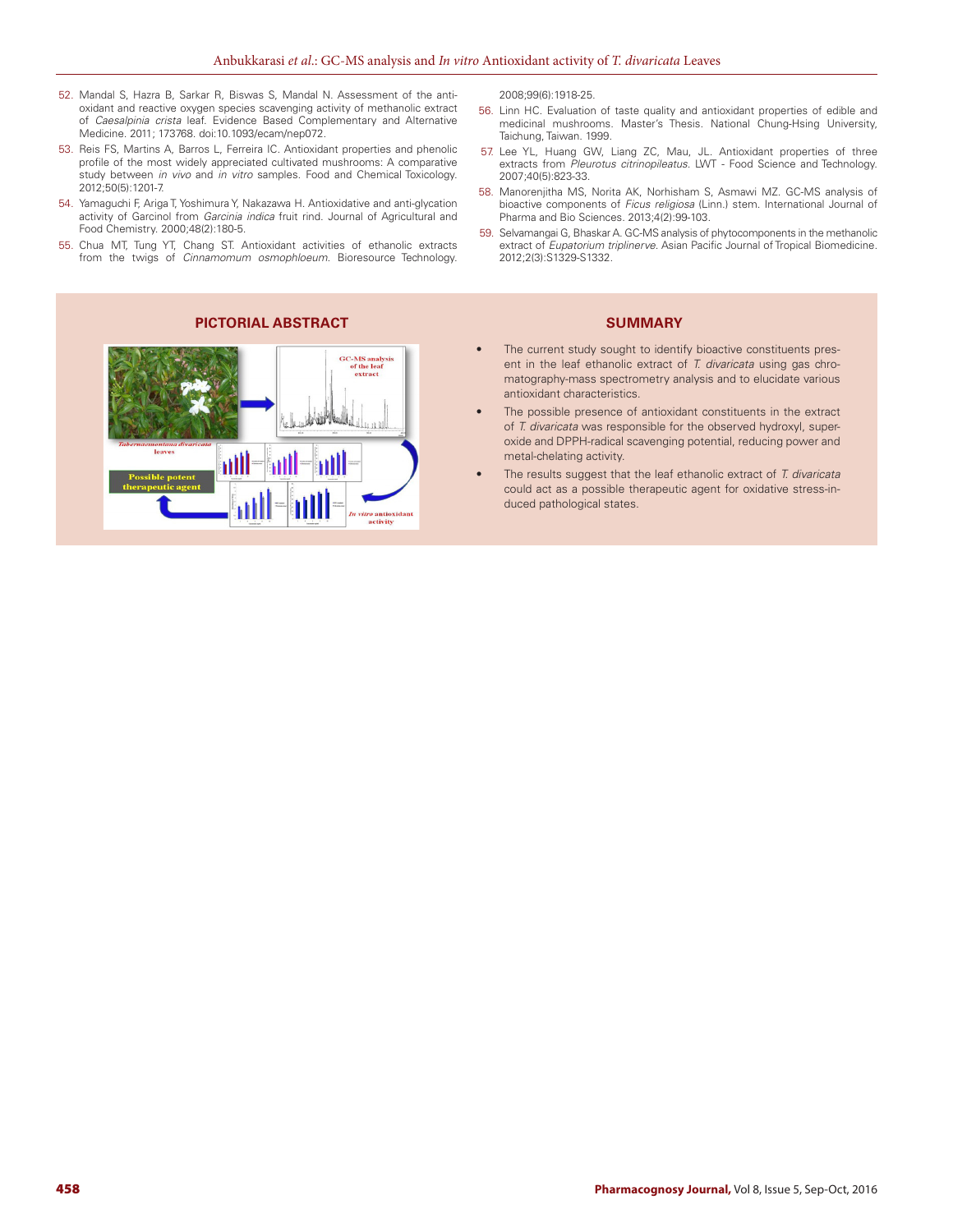52. Mandal S, Hazra B, Sarkar R, Biswas S, Mandal N. Assessment of the antioxidant and reactive oxygen species scavenging activity of methanolic extract of *Caesalpinia crista* leaf. Evidence Based Complementary and Alternative Medicine. 2011; 173768. doi:10.1093/ecam/nep072.
53. Reis FS, Martins A, Barros L, Ferreira IC. Antioxidant properties and phenolic profile of the most widely appreciated cultivated mushrooms: A comparative study between *in vivo* and *in vitro* samples. Food and Chemical Toxicology. 2012;50(5):1201-7.
54. Yamaguchi F, Ariga T, Yoshimura Y, Nakazawa H. Antioxidative and anti-glycation activity of Garcinol from *Garcinia indica* fruit rind. Journal of Agricultural and Food Chemistry. 2000;48(2):180-5.
55. Chua MT, Tung YT, Chang ST. Antioxidant activities of ethanolic extracts from the twigs of *Cinnamomum osmophloeum*. Bioresource Technology. 2008;99(6):1918-25.
56. Linn HC. Evaluation of taste quality and antioxidant properties of edible and medicinal mushrooms. Master's Thesis. National Chung-Hsing University, Taichung, Taiwan. 1999.
57. Lee YL, Huang GW, Liang ZC, Mau, JL. Antioxidant properties of three extracts from *Pleurotus citrinopileatus*. LWT - Food Science and Technology. 2007;40(5):823-33.
58. Manorenjitha MS, Norita AK, Norhisham S, Asmawi MZ. GC-MS analysis of bioactive components of *Ficus religiosa* (Linn.) stem. International Journal of Pharma and Bio Sciences. 2013;4(2):99-103.
59. Selvamangai G, Bhaskar A. GC-MS analysis of phytocomponents in the methanolic extract of *Eupatorium triplinerve*. Asian Pacific Journal of Tropical Biomedicine. 2012;2(3):S1329-S1332.

## PICTORIAL ABSTRACT

GC-MS analysis of the leaf extract

*Tabernaemontana divaricata* leaves

Possible potent therapeutic agent

*In vitro* antioxidant activity

## SUMMARY

- The current study sought to identify bioactive constituents present in the leaf ethanolic extract of *T. divaricata* using gas chromatography-mass spectrometry analysis and to elucidate various antioxidant characteristics.
- The possible presence of antioxidant constituents in the extract of *T. divaricata* was responsible for the observed hydroxyl, superoxide and DPPH-radical scavenging potential, reducing power and metal-chelating activity.
- The results suggest that the leaf ethanolic extract of *T. divaricata* could act as a possible therapeutic agent for oxidative stress-induced pathological states.